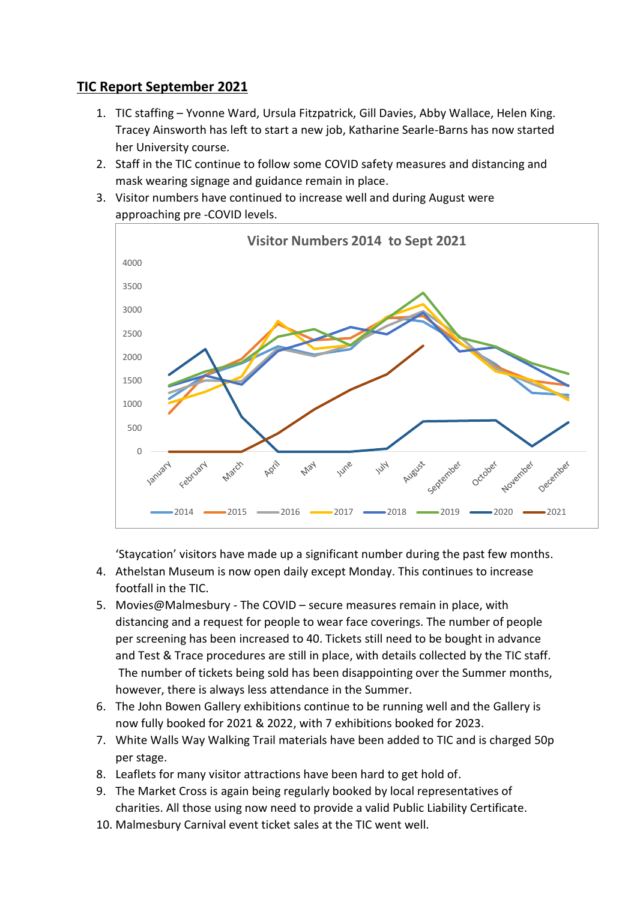## TIC Report September 2021

1. TIC staffing – Yvonne Ward, Ursula Fitzpatrick, Gill Davies, Abby Wallace, Helen King. Tracey Ainsworth has left to start a new job, Katharine Searle-Barns has now started her University course.
2. Staff in the TIC continue to follow some COVID safety measures and distancing and mask wearing signage and guidance remain in place.
3. Visitor numbers have continued to increase well and during August were approaching pre -COVID levels.

   **Visitor Numbers 2014 to Sept 2021**

   'Staycation' visitors have made up a significant number during the past few months.
4. Athelstan Museum is now open daily except Monday. This continues to increase footfall in the TIC.
5. Movies@Malmesbury - The COVID – secure measures remain in place, with distancing and a request for people to wear face coverings. The number of people per screening has been increased to 40. Tickets still need to be bought in advance and Test & Trace procedures are still in place, with details collected by the TIC staff. The number of tickets being sold has been disappointing over the Summer months, however, there is always less attendance in the Summer.
6. The John Bowen Gallery exhibitions continue to be running well and the Gallery is now fully booked for 2021 & 2022, with 7 exhibitions booked for 2023.
7. White Walls Way Walking Trail materials have been added to TIC and is charged 50p per stage.
8. Leaflets for many visitor attractions have been hard to get hold of.
9. The Market Cross is again being regularly booked by local representatives of charities. All those using now need to provide a valid Public Liability Certificate.
10. Malmesbury Carnival event ticket sales at the TIC went well.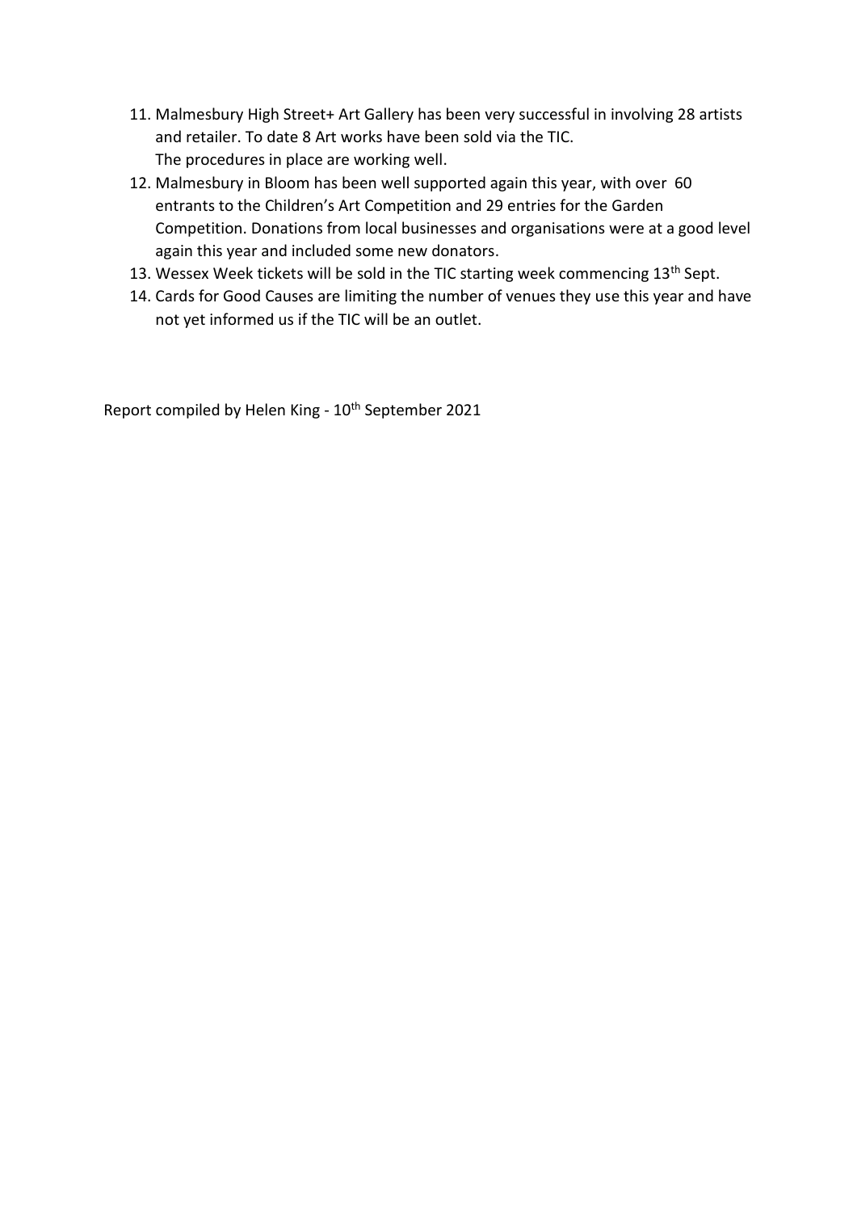11. Malmesbury High Street+ Art Gallery has been very successful in involving 28 artists and retailer. To date 8 Art works have been sold via the TIC.
    The procedures in place are working well.
12. Malmesbury in Bloom has been well supported again this year, with over 60 entrants to the Children's Art Competition and 29 entries for the Garden Competition. Donations from local businesses and organisations were at a good level again this year and included some new donators.
13. Wessex Week tickets will be sold in the TIC starting week commencing 13th Sept.
14. Cards for Good Causes are limiting the number of venues they use this year and have not yet informed us if the TIC will be an outlet.

Report compiled by Helen King - 10th September 2021